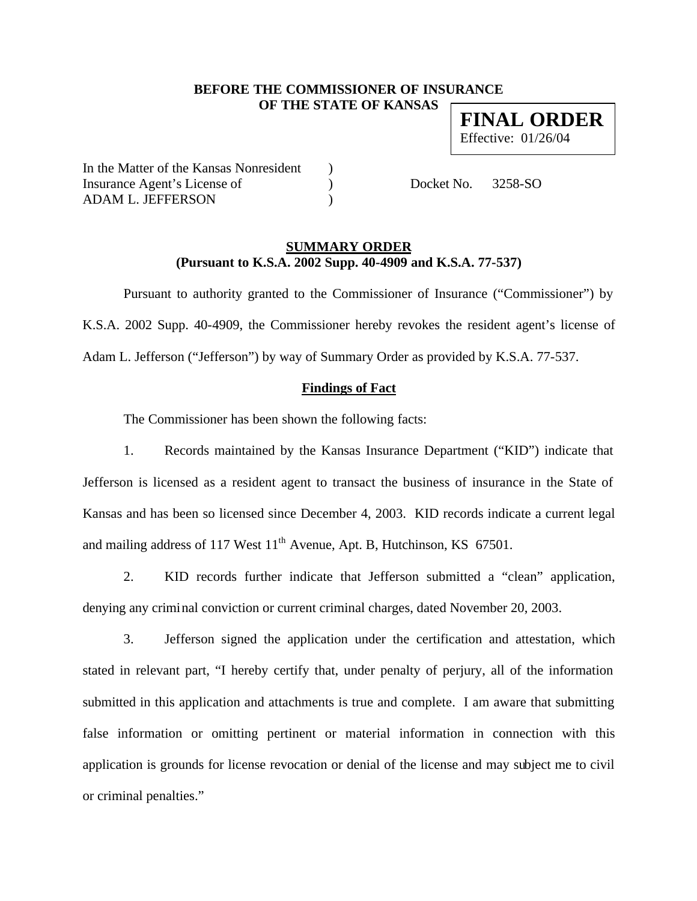**BEFORE THE COMMISSIONER OF INSURANCE**
**OF THE STATE OF KANSAS**

**FINAL ORDER**
Effective: 01/26/04

In the Matter of the Kansas Nonresident )
Insurance Agent's License of ) Docket No. 3258-SO
ADAM L. JEFFERSON )

## SUMMARY ORDER
**(Pursuant to K.S.A. 2002 Supp. 40-4909 and K.S.A. 77-537)**

Pursuant to authority granted to the Commissioner of Insurance ("Commissioner") by K.S.A. 2002 Supp. 40-4909, the Commissioner hereby revokes the resident agent's license of Adam L. Jefferson ("Jefferson") by way of Summary Order as provided by K.S.A. 77-537.

### Findings of Fact

The Commissioner has been shown the following facts:

1. Records maintained by the Kansas Insurance Department ("KID") indicate that Jefferson is licensed as a resident agent to transact the business of insurance in the State of Kansas and has been so licensed since December 4, 2003. KID records indicate a current legal and mailing address of 117 West 11th Avenue, Apt. B, Hutchinson, KS 67501.

2. KID records further indicate that Jefferson submitted a "clean" application, denying any criminal conviction or current criminal charges, dated November 20, 2003.

3. Jefferson signed the application under the certification and attestation, which stated in relevant part, "I hereby certify that, under penalty of perjury, all of the information submitted in this application and attachments is true and complete. I am aware that submitting false information or omitting pertinent or material information in connection with this application is grounds for license revocation or denial of the license and may subject me to civil or criminal penalties."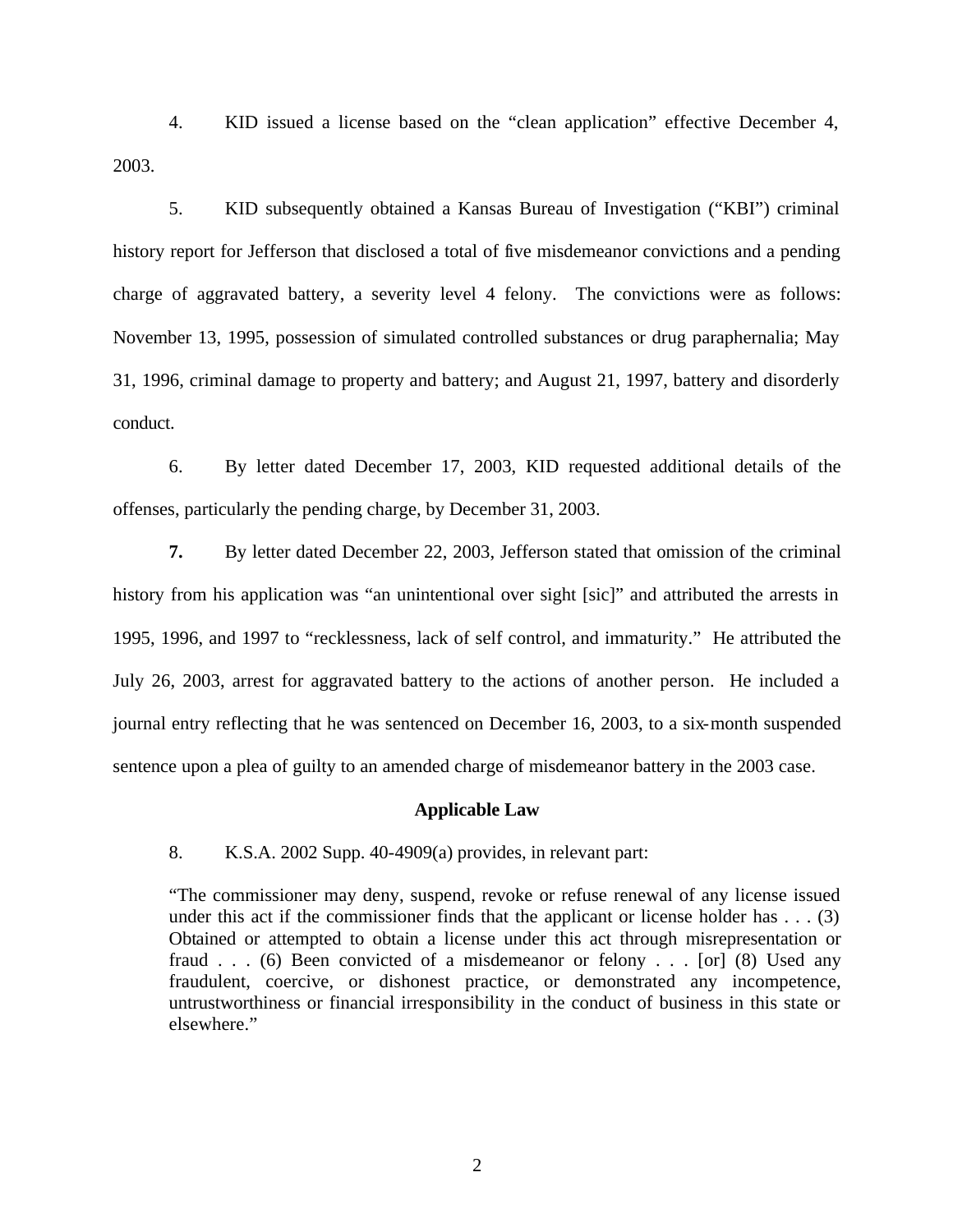4. KID issued a license based on the "clean application" effective December 4, 2003.

5. KID subsequently obtained a Kansas Bureau of Investigation ("KBI") criminal history report for Jefferson that disclosed a total of five misdemeanor convictions and a pending charge of aggravated battery, a severity level 4 felony. The convictions were as follows: November 13, 1995, possession of simulated controlled substances or drug paraphernalia; May 31, 1996, criminal damage to property and battery; and August 21, 1997, battery and disorderly conduct.

6. By letter dated December 17, 2003, KID requested additional details of the offenses, particularly the pending charge, by December 31, 2003.

**7.** By letter dated December 22, 2003, Jefferson stated that omission of the criminal history from his application was "an unintentional over sight [sic]" and attributed the arrests in 1995, 1996, and 1997 to "recklessness, lack of self control, and immaturity." He attributed the July 26, 2003, arrest for aggravated battery to the actions of another person. He included a journal entry reflecting that he was sentenced on December 16, 2003, to a six-month suspended sentence upon a plea of guilty to an amended charge of misdemeanor battery in the 2003 case.

**Applicable Law**

8. K.S.A. 2002 Supp. 40-4909(a) provides, in relevant part:

> "The commissioner may deny, suspend, revoke or refuse renewal of any license issued under this act if the commissioner finds that the applicant or license holder has . . . (3) Obtained or attempted to obtain a license under this act through misrepresentation or fraud . . . (6) Been convicted of a misdemeanor or felony . . . [or] (8) Used any fraudulent, coercive, or dishonest practice, or demonstrated any incompetence, untrustworthiness or financial irresponsibility in the conduct of business in this state or elsewhere."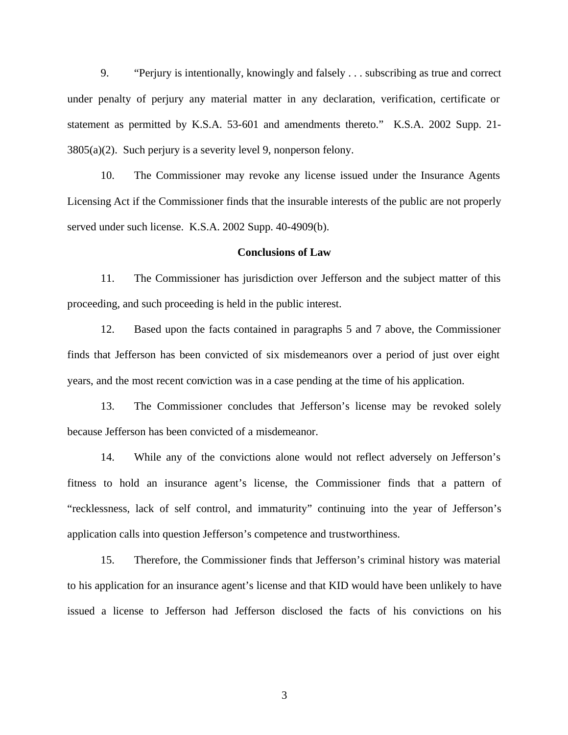9. "Perjury is intentionally, knowingly and falsely . . . subscribing as true and correct under penalty of perjury any material matter in any declaration, verification, certificate or statement as permitted by K.S.A. 53-601 and amendments thereto." K.S.A. 2002 Supp. 21-3805(a)(2). Such perjury is a severity level 9, nonperson felony.

10. The Commissioner may revoke any license issued under the Insurance Agents Licensing Act if the Commissioner finds that the insurable interests of the public are not properly served under such license. K.S.A. 2002 Supp. 40-4909(b).

**Conclusions of Law**

11. The Commissioner has jurisdiction over Jefferson and the subject matter of this proceeding, and such proceeding is held in the public interest.

12. Based upon the facts contained in paragraphs 5 and 7 above, the Commissioner finds that Jefferson has been convicted of six misdemeanors over a period of just over eight years, and the most recent conviction was in a case pending at the time of his application.

13. The Commissioner concludes that Jefferson's license may be revoked solely because Jefferson has been convicted of a misdemeanor.

14. While any of the convictions alone would not reflect adversely on Jefferson's fitness to hold an insurance agent's license, the Commissioner finds that a pattern of "recklessness, lack of self control, and immaturity" continuing into the year of Jefferson's application calls into question Jefferson's competence and trustworthiness.

15. Therefore, the Commissioner finds that Jefferson's criminal history was material to his application for an insurance agent's license and that KID would have been unlikely to have issued a license to Jefferson had Jefferson disclosed the facts of his convictions on his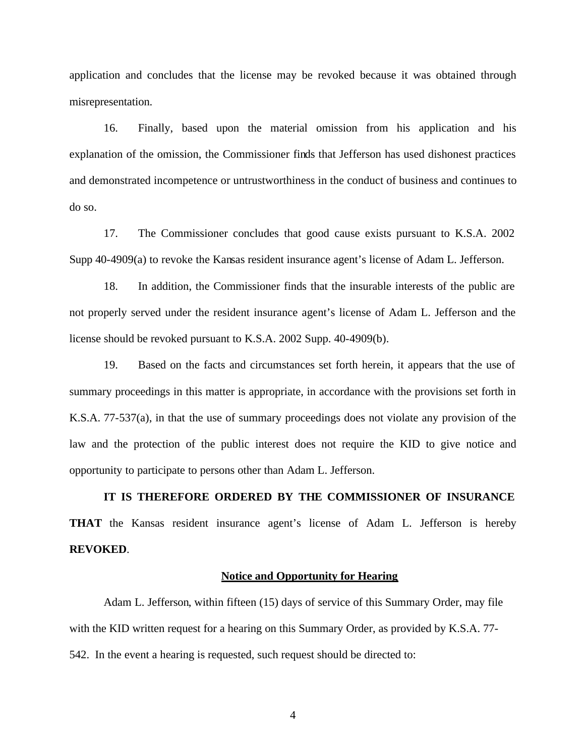application and concludes that the license may be revoked because it was obtained through misrepresentation.

16. Finally, based upon the material omission from his application and his explanation of the omission, the Commissioner finds that Jefferson has used dishonest practices and demonstrated incompetence or untrustworthiness in the conduct of business and continues to do so.

17. The Commissioner concludes that good cause exists pursuant to K.S.A. 2002 Supp 40-4909(a) to revoke the Kansas resident insurance agent's license of Adam L. Jefferson.

18. In addition, the Commissioner finds that the insurable interests of the public are not properly served under the resident insurance agent's license of Adam L. Jefferson and the license should be revoked pursuant to K.S.A. 2002 Supp. 40-4909(b).

19. Based on the facts and circumstances set forth herein, it appears that the use of summary proceedings in this matter is appropriate, in accordance with the provisions set forth in K.S.A. 77-537(a), in that the use of summary proceedings does not violate any provision of the law and the protection of the public interest does not require the KID to give notice and opportunity to participate to persons other than Adam L. Jefferson.

**IT IS THEREFORE ORDERED BY THE COMMISSIONER OF INSURANCE THAT** the Kansas resident insurance agent's license of Adam L. Jefferson is hereby **REVOKED**.

**Notice and Opportunity for Hearing**

Adam L. Jefferson, within fifteen (15) days of service of this Summary Order, may file with the KID written request for a hearing on this Summary Order, as provided by K.S.A. 77-542. In the event a hearing is requested, such request should be directed to: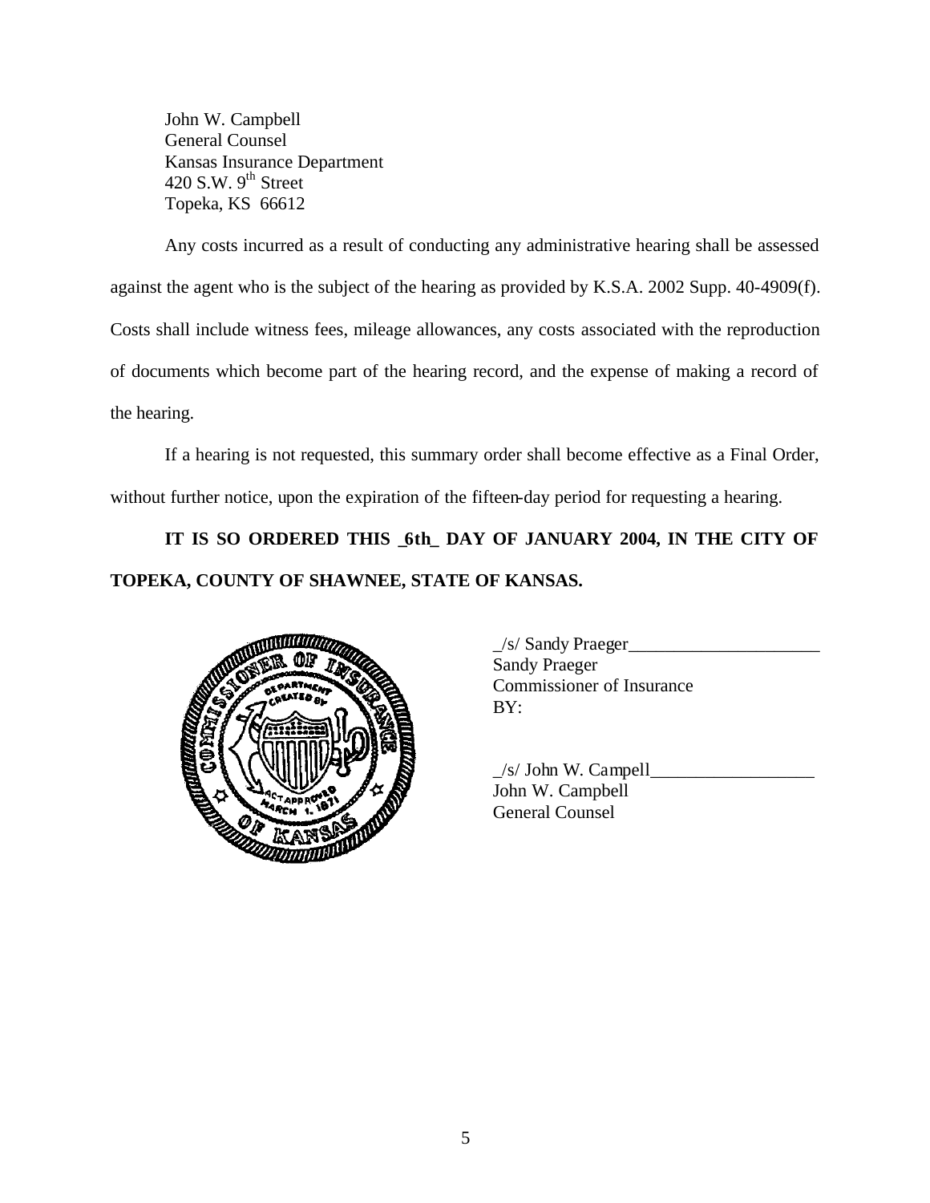John W. Campbell
General Counsel
Kansas Insurance Department
420 S.W. 9th Street
Topeka, KS 66612

Any costs incurred as a result of conducting any administrative hearing shall be assessed against the agent who is the subject of the hearing as provided by K.S.A. 2002 Supp. 40-4909(f). Costs shall include witness fees, mileage allowances, any costs associated with the reproduction of documents which become part of the hearing record, and the expense of making a record of the hearing.

If a hearing is not requested, this summary order shall become effective as a Final Order, without further notice, upon the expiration of the fifteen-day period for requesting a hearing.

**IT IS SO ORDERED THIS _6th_ DAY OF JANUARY 2004, IN THE CITY OF TOPEKA, COUNTY OF SHAWNEE, STATE OF KANSAS.**

_/s/ Sandy Praeger_____________________
Sandy Praeger
Commissioner of Insurance
BY:

_/s/ John W. Campell__________________
John W. Campbell
General Counsel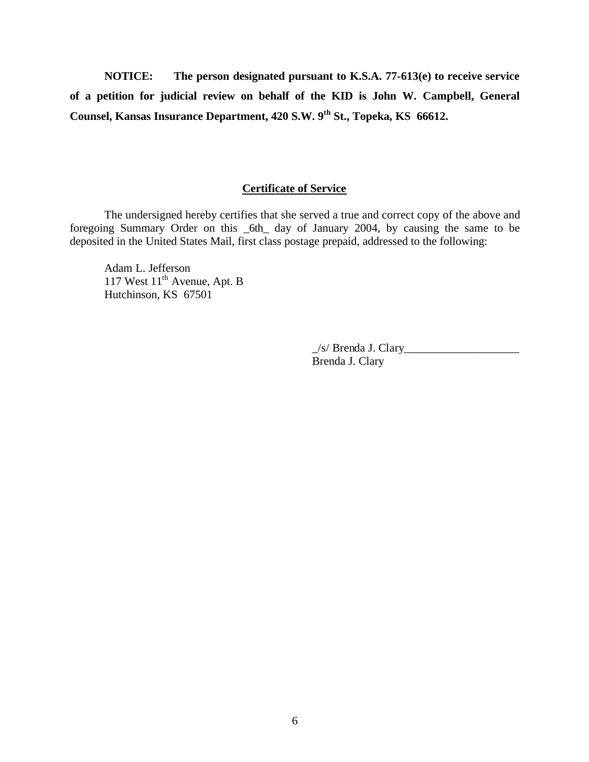**NOTICE: The person designated pursuant to K.S.A. 77-613(e) to receive service of a petition for judicial review on behalf of the KID is John W. Campbell, General Counsel, Kansas Insurance Department, 420 S.W. 9th St., Topeka, KS 66612.**

## Certificate of Service

The undersigned hereby certifies that she served a true and correct copy of the above and foregoing Summary Order on this _6th_ day of January 2004, by causing the same to be deposited in the United States Mail, first class postage prepaid, addressed to the following:

Adam L. Jefferson
117 West 11th Avenue, Apt. B
Hutchinson, KS 67501

_/s/ Brenda J. Clary____________________
Brenda J. Clary